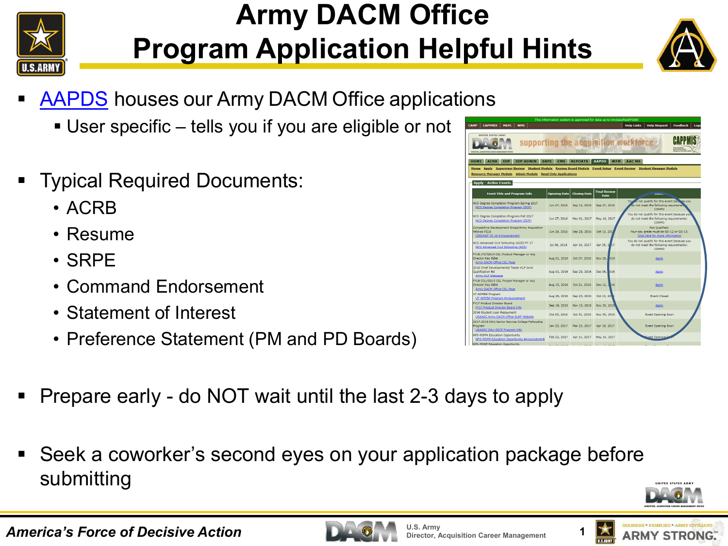# Army DACM Office
# Program Application Helpful Hints

- AAPDS houses our Army DACM Office applications
  - User specific – tells you if you are eligible or not

- Typical Required Documents:
  - ACRB
  - Resume
  - SRPE
  - Command Endorsement
  - Statement of Interest
  - Preference Statement (PM and PD Boards)

- Prepare early - do NOT wait until the last 2-3 days to apply

- Seek a coworker's second eyes on your application package before submitting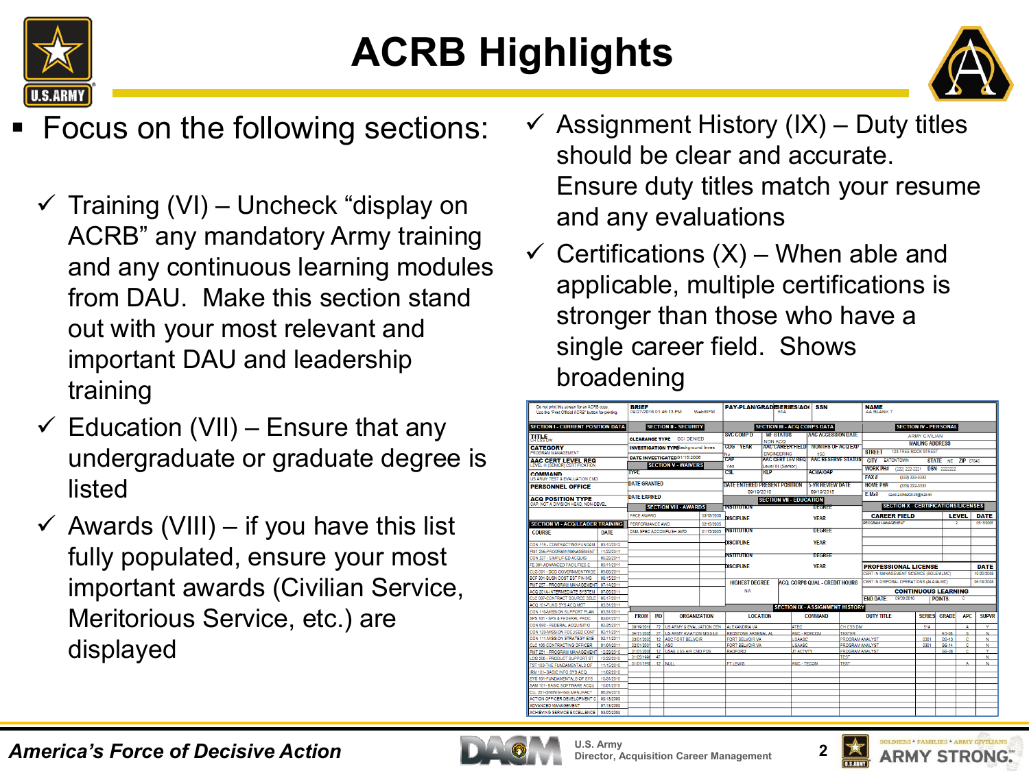# ACRB Highlights

- Focus on the following sections:
  - ✓ Training (VI) – Uncheck "display on ACRB" any mandatory Army training and any continuous learning modules from DAU. Make this section stand out with your most relevant and important DAU and leadership training
  - ✓ Education (VII) – Ensure that any undergraduate or graduate degree is listed
  - ✓ Awards (VIII) – if you have this list fully populated, ensure your most important awards (Civilian Service, Meritorious Service, etc.) are displayed
  - ✓ Assignment History (IX) – Duty titles should be clear and accurate. Ensure duty titles match your resume and any evaluations
  - ✓ Certifications (X) – When able and applicable, multiple certifications is stronger than those who have a single career field. Shows broadening

*America's Force of Decisive Action*

U.S. Army
Director, Acquisition Career Management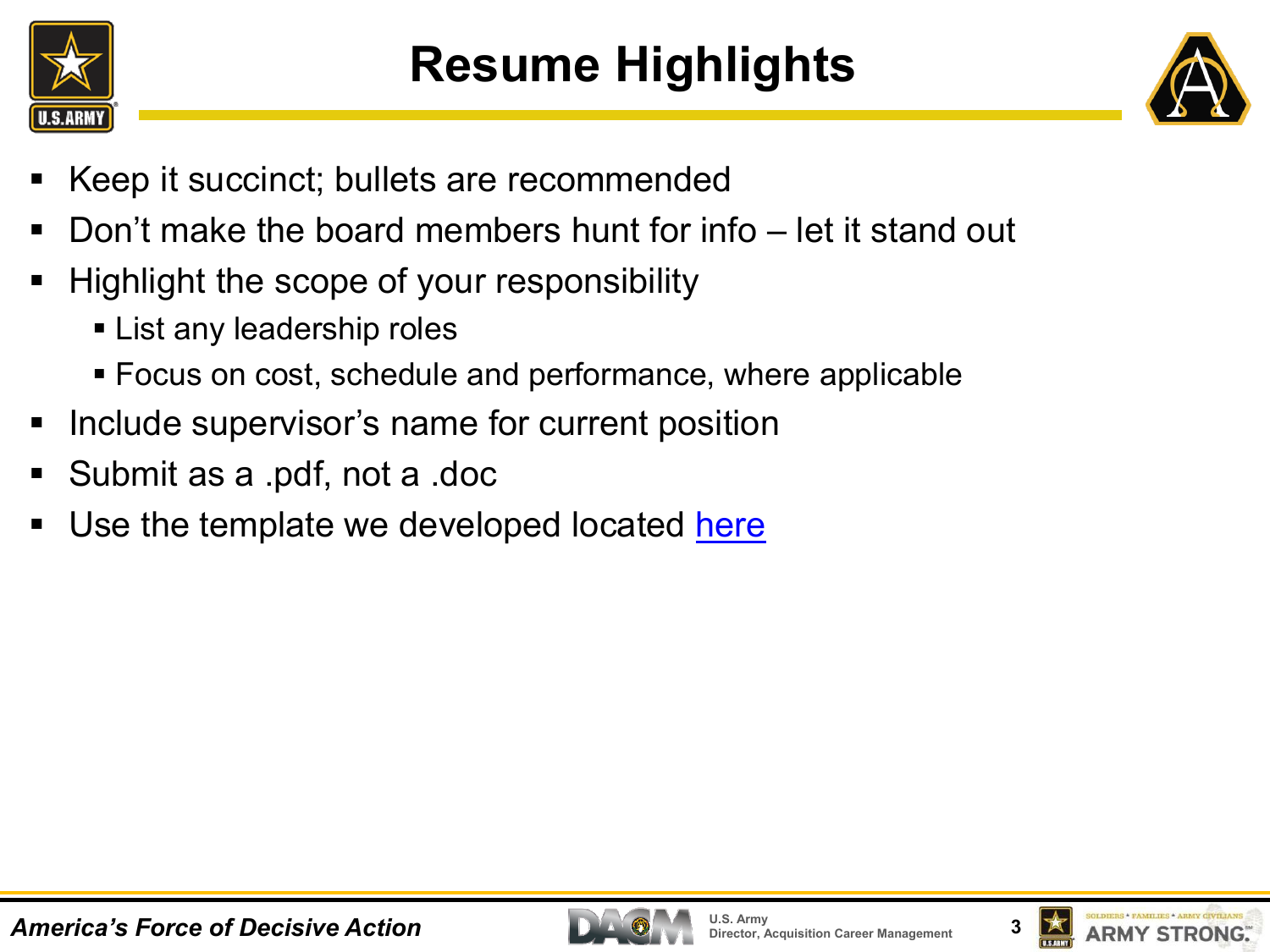# Resume Highlights

- Keep it succinct; bullets are recommended
- Don’t make the board members hunt for info – let it stand out
- Highlight the scope of your responsibility
  - List any leadership roles
  - Focus on cost, schedule and performance, where applicable
- Include supervisor’s name for current position
- Submit as a .pdf, not a .doc
- Use the template we developed located here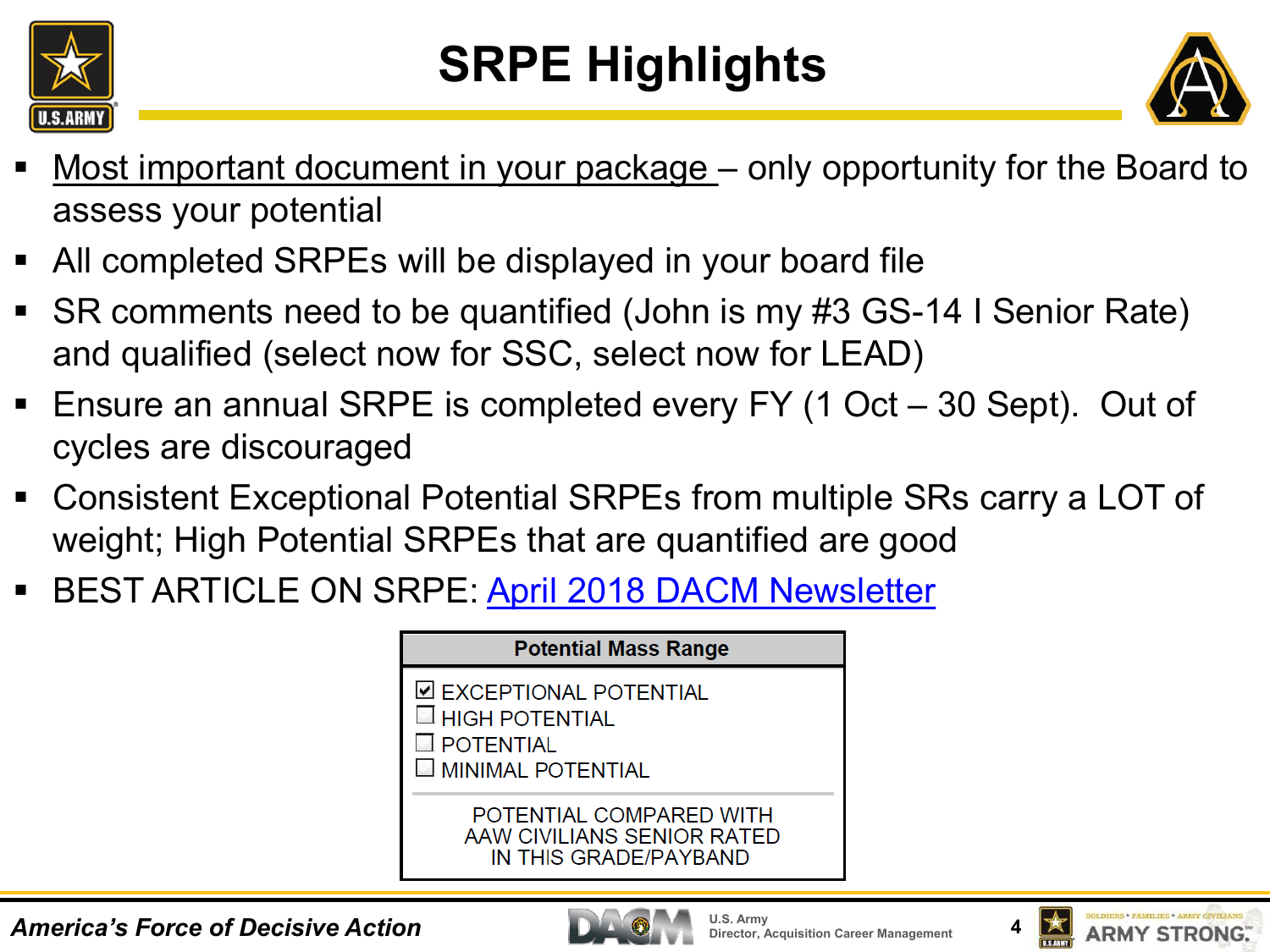# SRPE Highlights

- Most important document in your package – only opportunity for the Board to assess your potential
- All completed SRPEs will be displayed in your board file
- SR comments need to be quantified (John is my #3 GS-14 I Senior Rate) and qualified (select now for SSC, select now for LEAD)
- Ensure an annual SRPE is completed every FY (1 Oct – 30 Sept). Out of cycles are discouraged
- Consistent Exceptional Potential SRPEs from multiple SRs carry a LOT of weight; High Potential SRPEs that are quantified are good
- BEST ARTICLE ON SRPE: [April 2018 DACM Newsletter]()

| Potential Mass Range |
|---|
| ☑ EXCEPTIONAL POTENTIAL<br>☐ HIGH POTENTIAL<br>☐ POTENTIAL<br>☐ MINIMAL POTENTIAL |
| POTENTIAL COMPARED WITH AAW CIVILIANS SENIOR RATED IN THIS GRADE/PAYBAND |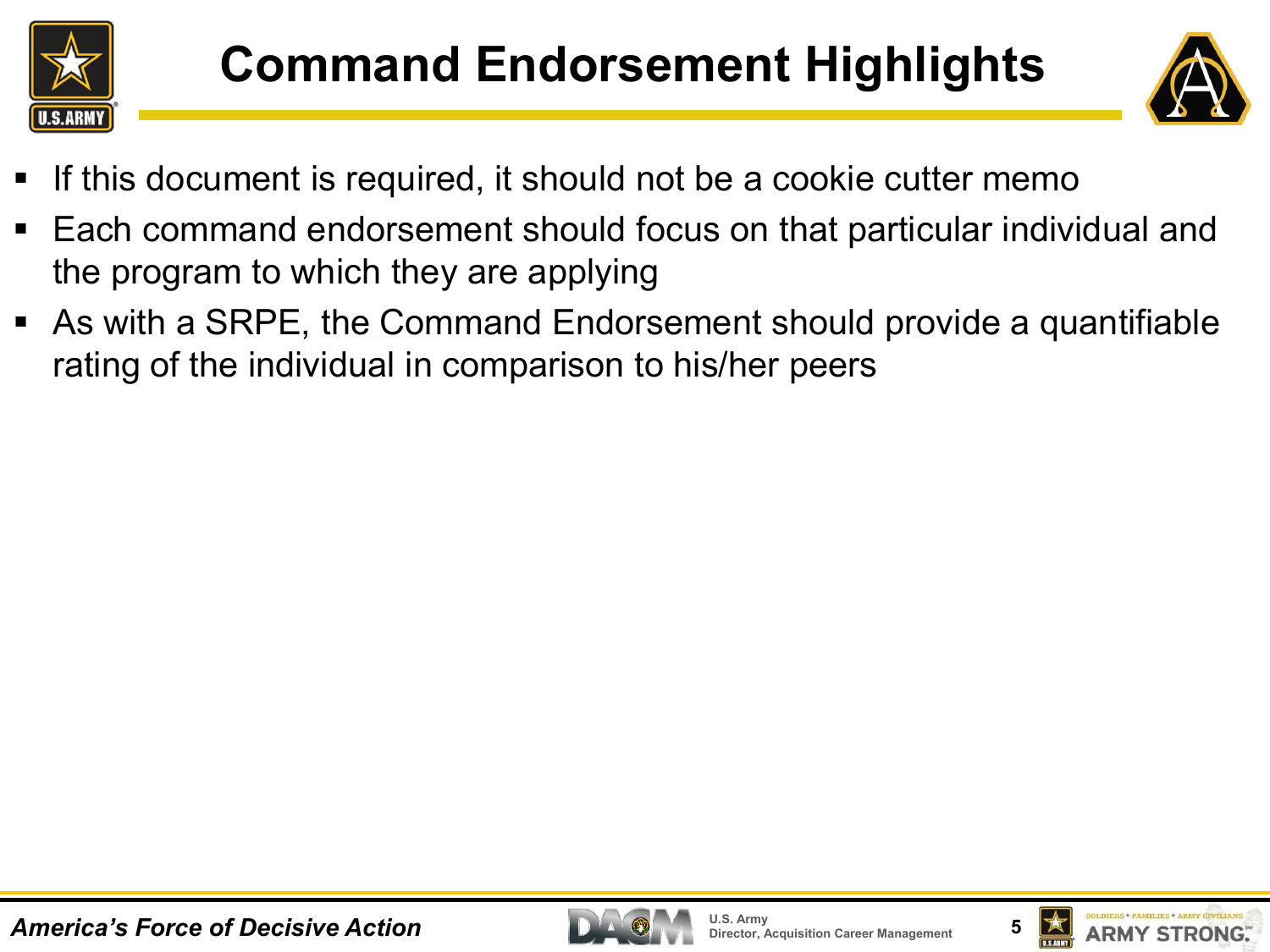# Command Endorsement Highlights

- If this document is required, it should not be a cookie cutter memo
- Each command endorsement should focus on that particular individual and the program to which they are applying
- As with a SRPE, the Command Endorsement should provide a quantifiable rating of the individual in comparison to his/her peers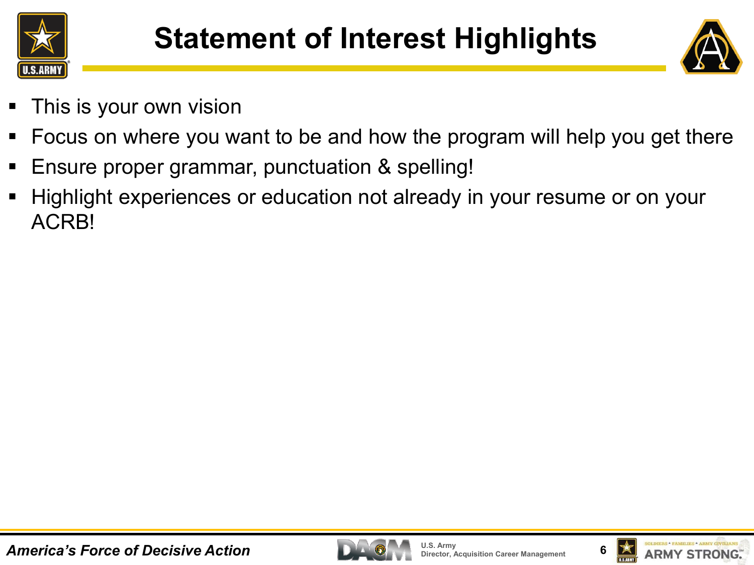# Statement of Interest Highlights

- This is your own vision
- Focus on where you want to be and how the program will help you get there
- Ensure proper grammar, punctuation & spelling!
- Highlight experiences or education not already in your resume or on your ACRB!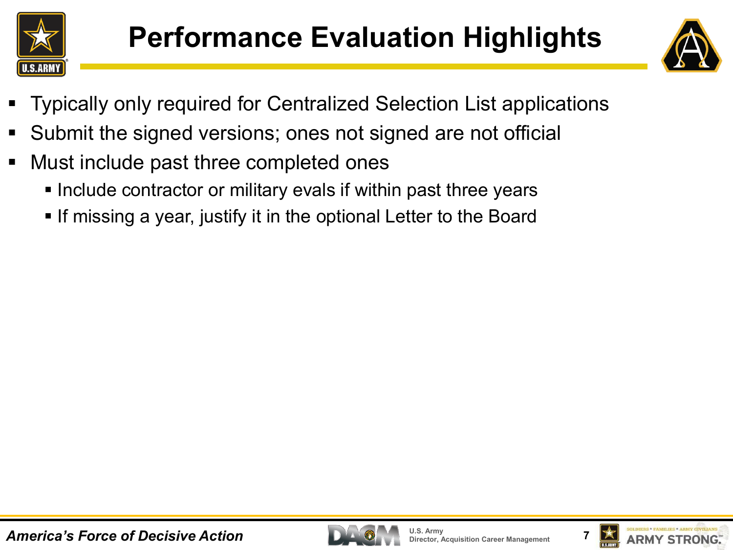# Performance Evaluation Highlights

- Typically only required for Centralized Selection List applications
- Submit the signed versions; ones not signed are not official
- Must include past three completed ones
  - Include contractor or military evals if within past three years
  - If missing a year, justify it in the optional Letter to the Board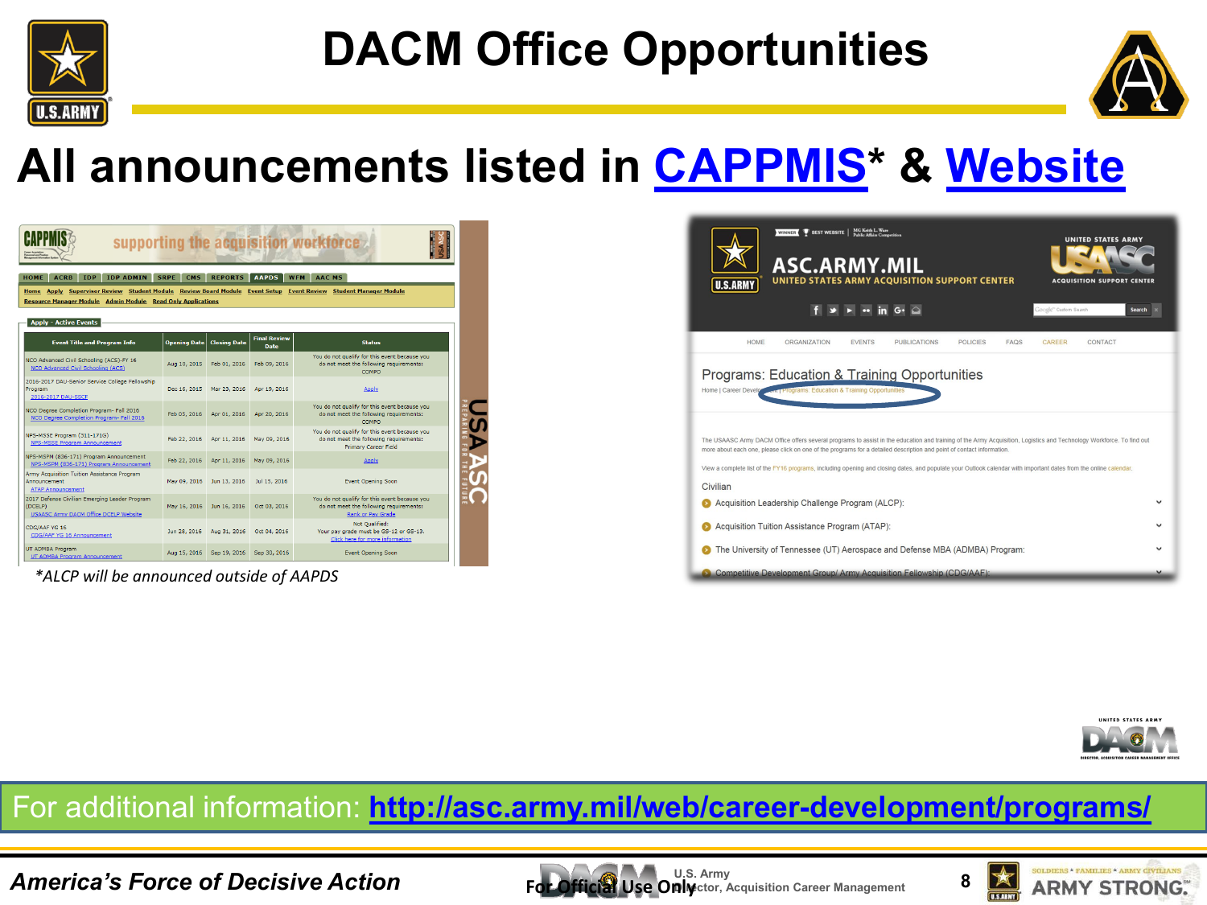# DACM Office Opportunities

## All announcements listed in CAPPMIS* & Website

| Event Title and Program Info | Opening Date | Closing Date | Final Review Date | Status |
|---|---|---|---|---|
| NCO Advanced Civil Schooling (ACS)-FY 16 NCO Advanced Civil Schooling (ACS) | Aug 10, 2015 | Feb 01, 2016 | Feb 09, 2016 | You do not qualify for this event because you do not meet the following requirements: COMPO |
| 2016-2017 DAU-Senior Service College Fellowship Program 2016-2017 DAU-SSCF | Dec 16, 2015 | Mar 23, 2016 | Apr 19, 2016 | Apply |
| NCO Degree Completion Program- Fall 2016 NCO Degree Completion Program- Fall 2016 | Feb 05, 2016 | Apr 01, 2016 | Apr 20, 2016 | You do not qualify for this event because you do not meet the following requirements: COMPO |
| NPS-MSSE Program (311-171G) NPS-MSSE Program Announcement | Feb 22, 2016 | Apr 11, 2016 | May 09, 2016 | You do not qualify for this event because you do not meet the following requirements: Primary Career Field |
| NPS-MSPM (836-171) Program Announcement NPS-MSPM (836-171) Program Announcement | Feb 22, 2016 | Apr 11, 2016 | May 09, 2016 | Apply |
| Army Acquisition Tuition Assistance Program Announcement ATAP Announcement | May 09, 2016 | Jun 13, 2016 | Jul 15, 2016 | Event Opening Soon |
| 2017 Defense Civilian Emerging Leader Program (DCELP) USAASC Army DACM Office DCELP Website | May 16, 2016 | Jun 16, 2016 | Oct 03, 2016 | You do not qualify for this event because you do not meet the following requirements: Rank or Pay Grade |
| CDG/AAF YG 16 CDG/AAF YG 16 Announcement | Jun 28, 2016 | Aug 31, 2016 | Oct 04, 2016 | Not Qualified: Your pay grade must be GS-12 or GS-13. Click here for more information |
| UT ADMBA Program UT ADMBA Program Announcement | Aug 15, 2016 | Sep 19, 2016 | Sep 30, 2016 | Event Opening Soon |

*\*ALCP will be announced outside of AAPDS*

**Programs: Education & Training Opportunities**

Home | Career Development | Programs: Education & Training Opportunities

The USAASC Army DACM Office offers several programs to assist in the education and training of the Army Acquisition, Logistics and Technology Workforce. To find out more about each one, please click on one of the programs for a detailed description and point of contact information.

View a complete list of the FY16 programs, including opening and closing dates, and populate your Outlook calendar with important dates from the online calendar.

Civilian

- Acquisition Leadership Challenge Program (ALCP):
- Acquisition Tuition Assistance Program (ATAP):
- The University of Tennessee (UT) Aerospace and Defense MBA (ADMBA) Program:
- Competitive Development Group/ Army Acquisition Fellowship (CDG/AAF):

For additional information: http://asc.army.mil/web/career-development/programs/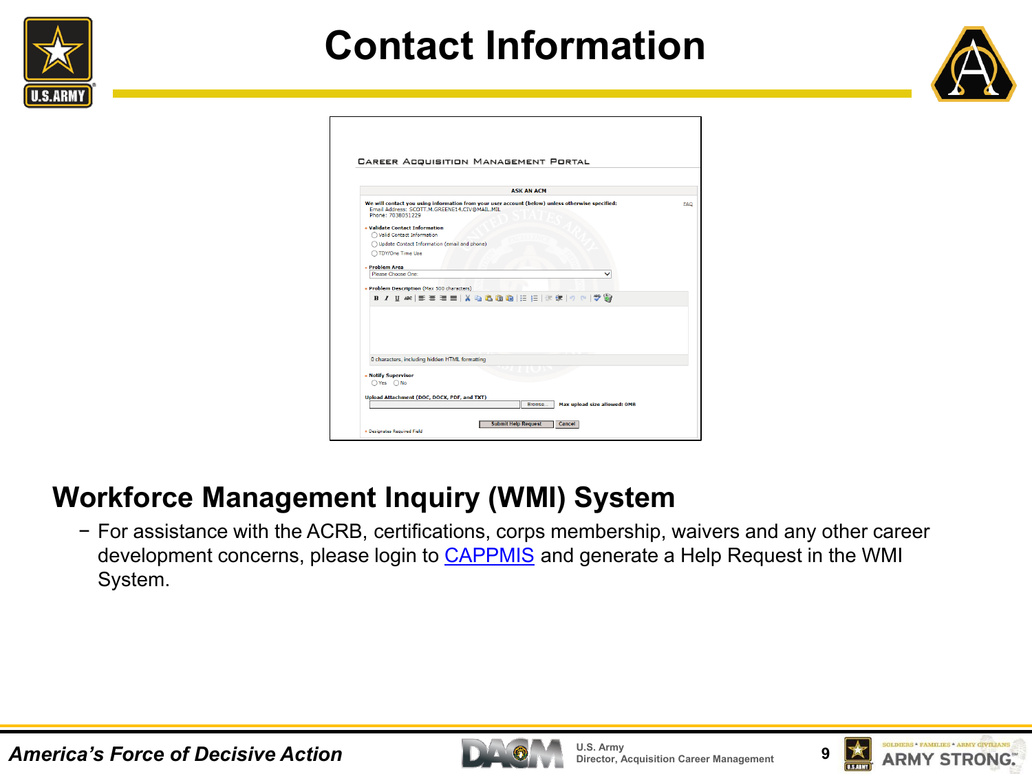# Contact Information

Career Acquisition Management Portal

ASK AN ACM

We will contact you using information from your user account (below) unless otherwise specified:
Email Address: SCOTT.M.GREENE14.CIV@MAIL.MIL
Phone: 7038051229

FAQ

* Validate Contact Information
- Valid Contact Information
- Update Contact Information (email and phone)
- TDY/One Time Use

* Problem Area
Please Choose One:

* Problem Description (Max 500 characters)

0 characters, including hidden HTML formatting

* Notify Supervisor
- Yes
- No

Upload Attachment (DOC, DOCX, PDF, and TXT)
Browse... Max upload size allowed: 0MB

Submit Help Request | Cancel

* Designates Required Field

## Workforce Management Inquiry (WMI) System

- For assistance with the ACRB, certifications, corps membership, waivers and any other career development concerns, please login to CAPPMIS and generate a Help Request in the WMI System.

*America's Force of Decisive Action*

U.S. Army
Director, Acquisition Career Management